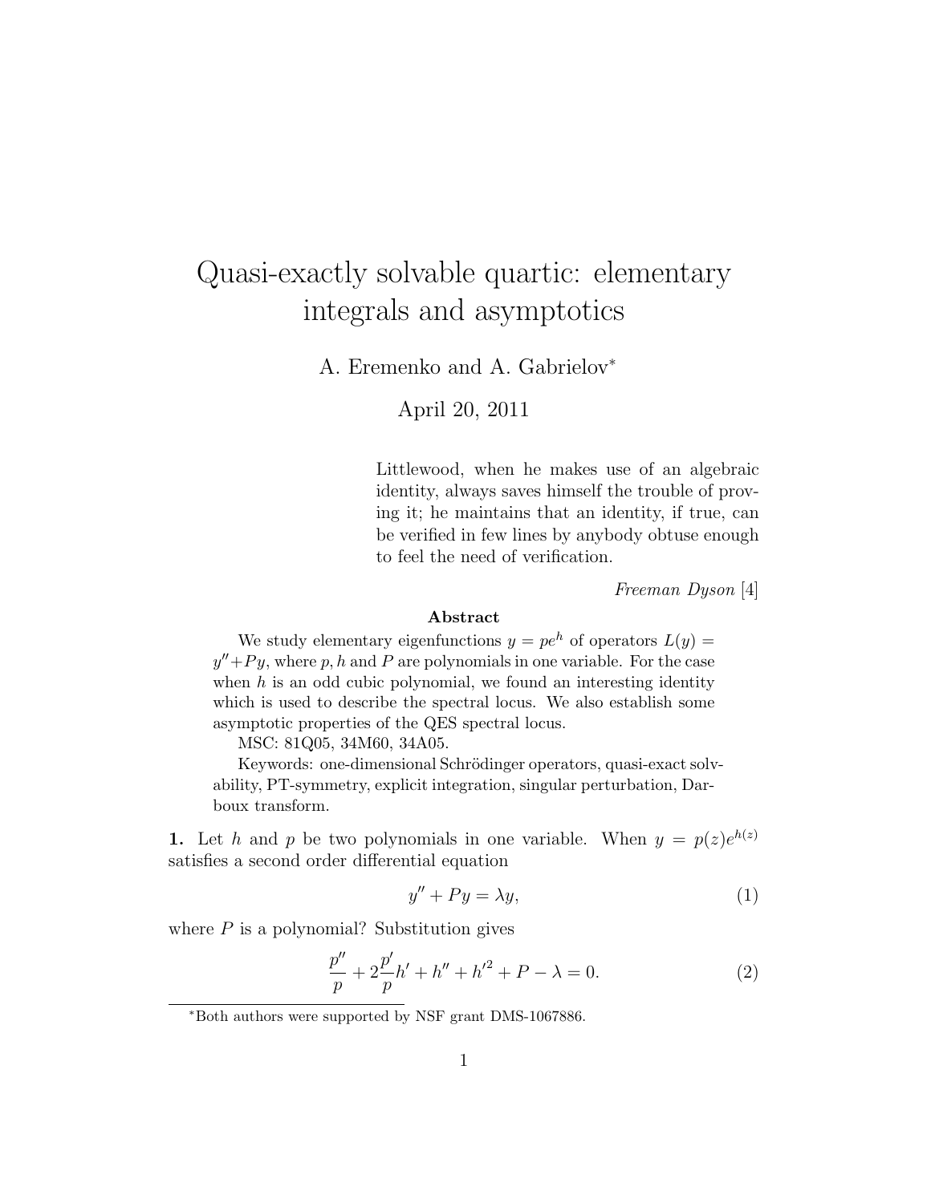# Quasi-exactly solvable quartic: elementary integrals and asymptotics

A. Eremenko and A. Gabrielov*

April 20, 2011

> Littlewood, when he makes use of an algebraic identity, always saves himself the trouble of proving it; he maintains that an identity, if true, can be verified in few lines by anybody obtuse enough to feel the need of verification.
>
> *Freeman Dyson* [4]

**Abstract**

We study elementary eigenfunctions $y = pe^h$ of operators $L(y) = y'' + Py$, where $p, h$ and $P$ are polynomials in one variable. For the case when $h$ is an odd cubic polynomial, we found an interesting identity which is used to describe the spectral locus. We also establish some asymptotic properties of the QES spectral locus.

MSC: 81Q05, 34M60, 34A05.

Keywords: one-dimensional Schrödinger operators, quasi-exact solvability, PT-symmetry, explicit integration, singular perturbation, Darboux transform.

**1.** Let $h$ and $p$ be two polynomials in one variable. When $y = p(z)e^{h(z)}$ satisfies a second order differential equation

$$y'' + Py = \lambda y, \tag{1}$$

where $P$ is a polynomial? Substitution gives

$$\frac{p''}{p} + 2\frac{p'}{p}h' + h'' + h'^2 + P - \lambda = 0. \tag{2}$$

*Both authors were supported by NSF grant DMS-1067886.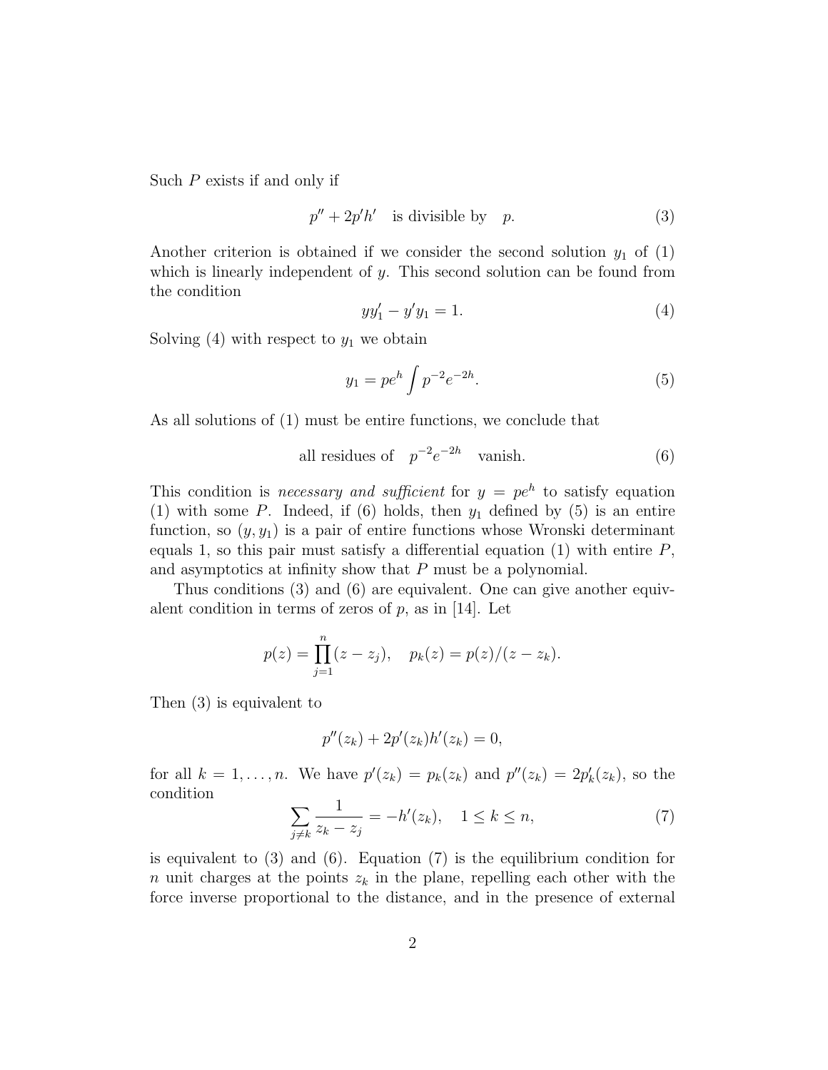Such $P$ exists if and only if

$$p'' + 2p'h' \quad \text{is divisible by} \quad p. \tag{3}$$

Another criterion is obtained if we consider the second solution $y_1$ of (1) which is linearly independent of $y$. This second solution can be found from the condition

$$yy_1' - y'y_1 = 1. \tag{4}$$

Solving (4) with respect to $y_1$ we obtain

$$y_1 = pe^h \int p^{-2} e^{-2h}. \tag{5}$$

As all solutions of (1) must be entire functions, we conclude that

$$\text{all residues of} \quad p^{-2}e^{-2h} \quad \text{vanish.} \tag{6}$$

This condition is *necessary and sufficient* for $y = pe^h$ to satisfy equation (1) with some $P$. Indeed, if (6) holds, then $y_1$ defined by (5) is an entire function, so $(y, y_1)$ is a pair of entire functions whose Wronski determinant equals 1, so this pair must satisfy a differential equation (1) with entire $P$, and asymptotics at infinity show that $P$ must be a polynomial.

Thus conditions (3) and (6) are equivalent. One can give another equivalent condition in terms of zeros of $p$, as in [14]. Let

$$p(z) = \prod_{j=1}^{n} (z - z_j), \quad p_k(z) = p(z)/(z - z_k).$$

Then (3) is equivalent to

$$p''(z_k) + 2p'(z_k)h'(z_k) = 0,$$

for all $k = 1, \ldots, n$. We have $p'(z_k) = p_k(z_k)$ and $p''(z_k) = 2p_k'(z_k)$, so the condition

$$\sum_{j \neq k} \frac{1}{z_k - z_j} = -h'(z_k), \quad 1 \leq k \leq n, \tag{7}$$

is equivalent to (3) and (6). Equation (7) is the equilibrium condition for $n$ unit charges at the points $z_k$ in the plane, repelling each other with the force inverse proportional to the distance, and in the presence of external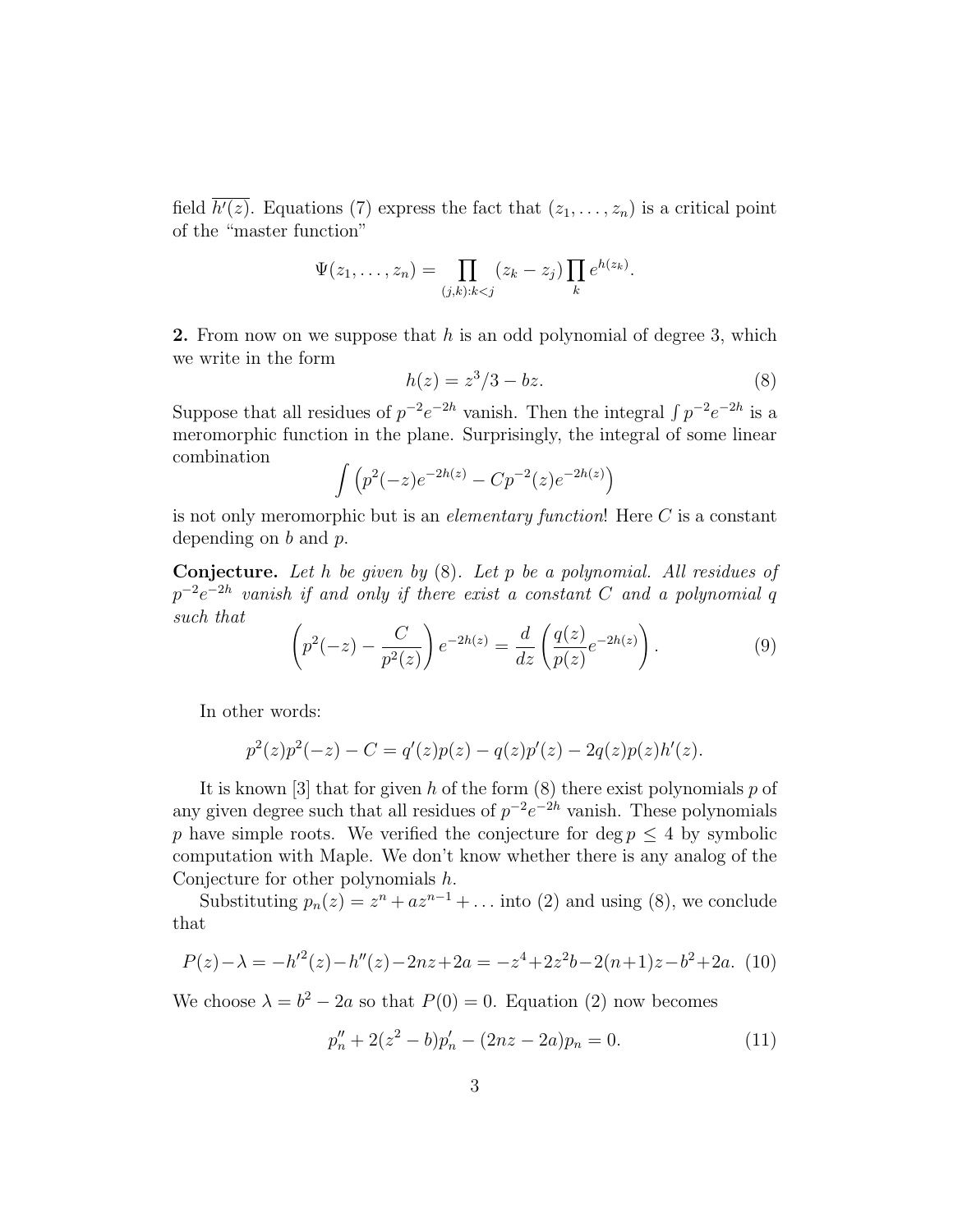field $\overline{h'(z)}$. Equations (7) express the fact that $(z_1, \dots, z_n)$ is a critical point of the "master function"

$$\Psi(z_1, \dots, z_n) = \prod_{(j,k):k<j} (z_k - z_j) \prod_k e^{h(z_k)}.$$

**2.** From now on we suppose that $h$ is an odd polynomial of degree 3, which we write in the form

$$h(z) = z^3/3 - bz. \tag{8}$$

Suppose that all residues of $p^{-2}e^{-2h}$ vanish. Then the integral $\int p^{-2}e^{-2h}$ is a meromorphic function in the plane. Surprisingly, the integral of some linear combination

$$\int \left( p^2(-z)e^{-2h(z)} - Cp^{-2}(z)e^{-2h(z)} \right)$$

is not only meromorphic but is an *elementary function*! Here $C$ is a constant depending on $b$ and $p$.

**Conjecture.** *Let $h$ be given by* (8)*. Let $p$ be a polynomial. All residues of $p^{-2}e^{-2h}$ vanish if and only if there exist a constant $C$ and a polynomial $q$ such that*

$$\left( p^2(-z) - \frac{C}{p^2(z)} \right) e^{-2h(z)} = \frac{d}{dz} \left( \frac{q(z)}{p(z)} e^{-2h(z)} \right). \tag{9}$$

In other words:

$$p^2(z)p^2(-z) - C = q'(z)p(z) - q(z)p'(z) - 2q(z)p(z)h'(z).$$

It is known [3] that for given $h$ of the form (8) there exist polynomials $p$ of any given degree such that all residues of $p^{-2}e^{-2h}$ vanish. These polynomials $p$ have simple roots. We verified the conjecture for $\deg p \leq 4$ by symbolic computation with Maple. We don't know whether there is any analog of the Conjecture for other polynomials $h$.

Substituting $p_n(z) = z^n + az^{n-1} + \dots$ into (2) and using (8), we conclude that

$$P(z) - \lambda = -h'^2(z) - h''(z) - 2nz + 2a = -z^4 + 2z^2b - 2(n+1)z - b^2 + 2a. \tag{10}$$

We choose $\lambda = b^2 - 2a$ so that $P(0) = 0$. Equation (2) now becomes

$$p_n'' + 2(z^2 - b)p_n' - (2nz - 2a)p_n = 0. \tag{11}$$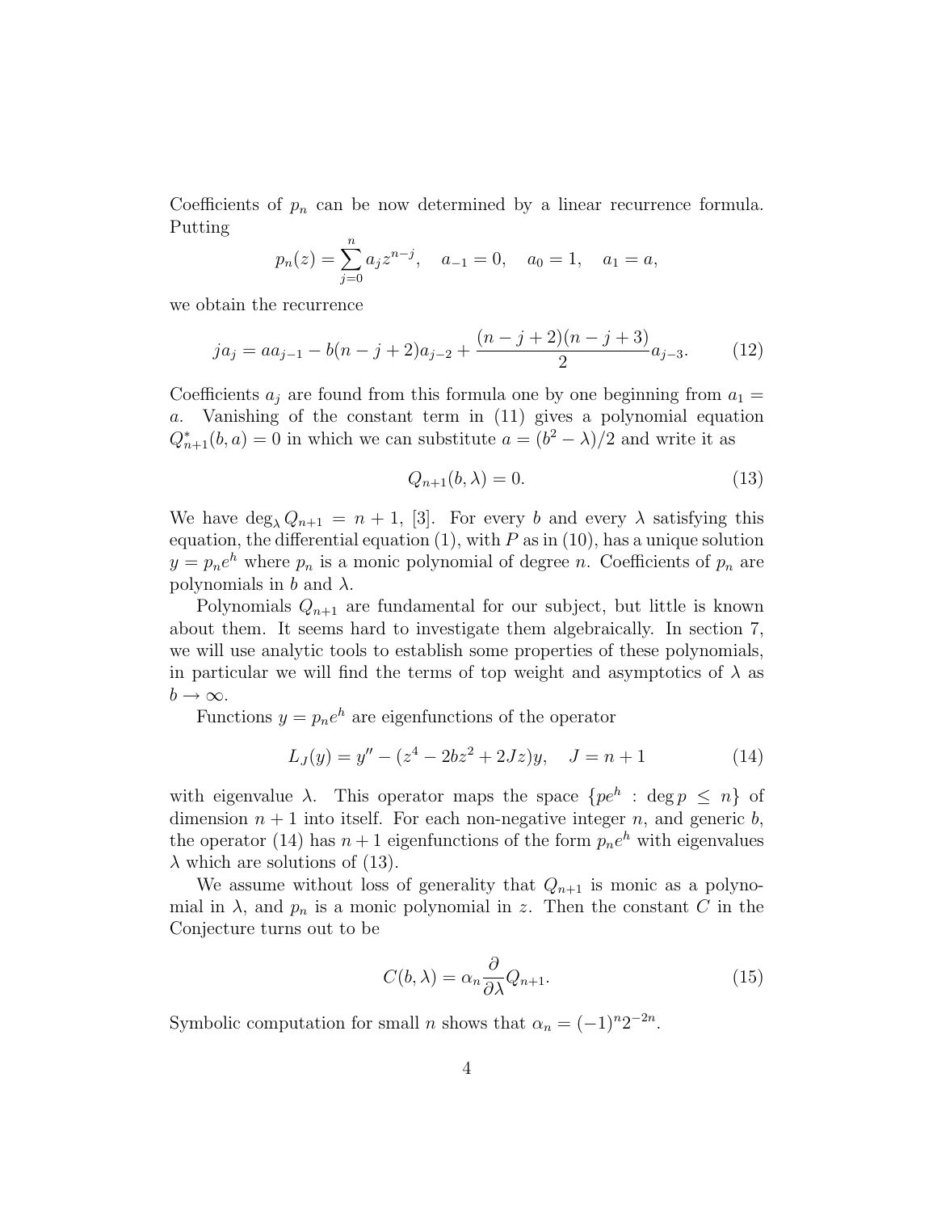Coefficients of $p_n$ can be now determined by a linear recurrence formula. Putting

$$p_n(z) = \sum_{j=0}^{n} a_j z^{n-j}, \quad a_{-1} = 0, \quad a_0 = 1, \quad a_1 = a,$$

we obtain the recurrence

$$ja_j = aa_{j-1} - b(n-j+2)a_{j-2} + \frac{(n-j+2)(n-j+3)}{2} a_{j-3}. \tag{12}$$

Coefficients $a_j$ are found from this formula one by one beginning from $a_1 = a$. Vanishing of the constant term in (11) gives a polynomial equation $Q^*_{n+1}(b, a) = 0$ in which we can substitute $a = (b^2 - \lambda)/2$ and write it as

$$Q_{n+1}(b, \lambda) = 0. \tag{13}$$

We have $\deg_\lambda Q_{n+1} = n + 1$, [3]. For every $b$ and every $\lambda$ satisfying this equation, the differential equation (1), with $P$ as in (10), has a unique solution $y = p_n e^h$ where $p_n$ is a monic polynomial of degree $n$. Coefficients of $p_n$ are polynomials in $b$ and $\lambda$.

Polynomials $Q_{n+1}$ are fundamental for our subject, but little is known about them. It seems hard to investigate them algebraically. In section 7, we will use analytic tools to establish some properties of these polynomials, in particular we will find the terms of top weight and asymptotics of $\lambda$ as $b \to \infty$.

Functions $y = p_n e^h$ are eigenfunctions of the operator

$$L_J(y) = y'' - (z^4 - 2bz^2 + 2Jz)y, \quad J = n + 1 \tag{14}$$

with eigenvalue $\lambda$. This operator maps the space $\{pe^h : \deg p \leq n\}$ of dimension $n + 1$ into itself. For each non-negative integer $n$, and generic $b$, the operator (14) has $n + 1$ eigenfunctions of the form $p_n e^h$ with eigenvalues $\lambda$ which are solutions of (13).

We assume without loss of generality that $Q_{n+1}$ is monic as a polynomial in $\lambda$, and $p_n$ is a monic polynomial in $z$. Then the constant $C$ in the Conjecture turns out to be

$$C(b, \lambda) = \alpha_n \frac{\partial}{\partial \lambda} Q_{n+1}. \tag{15}$$

Symbolic computation for small $n$ shows that $\alpha_n = (-1)^n 2^{-2n}$.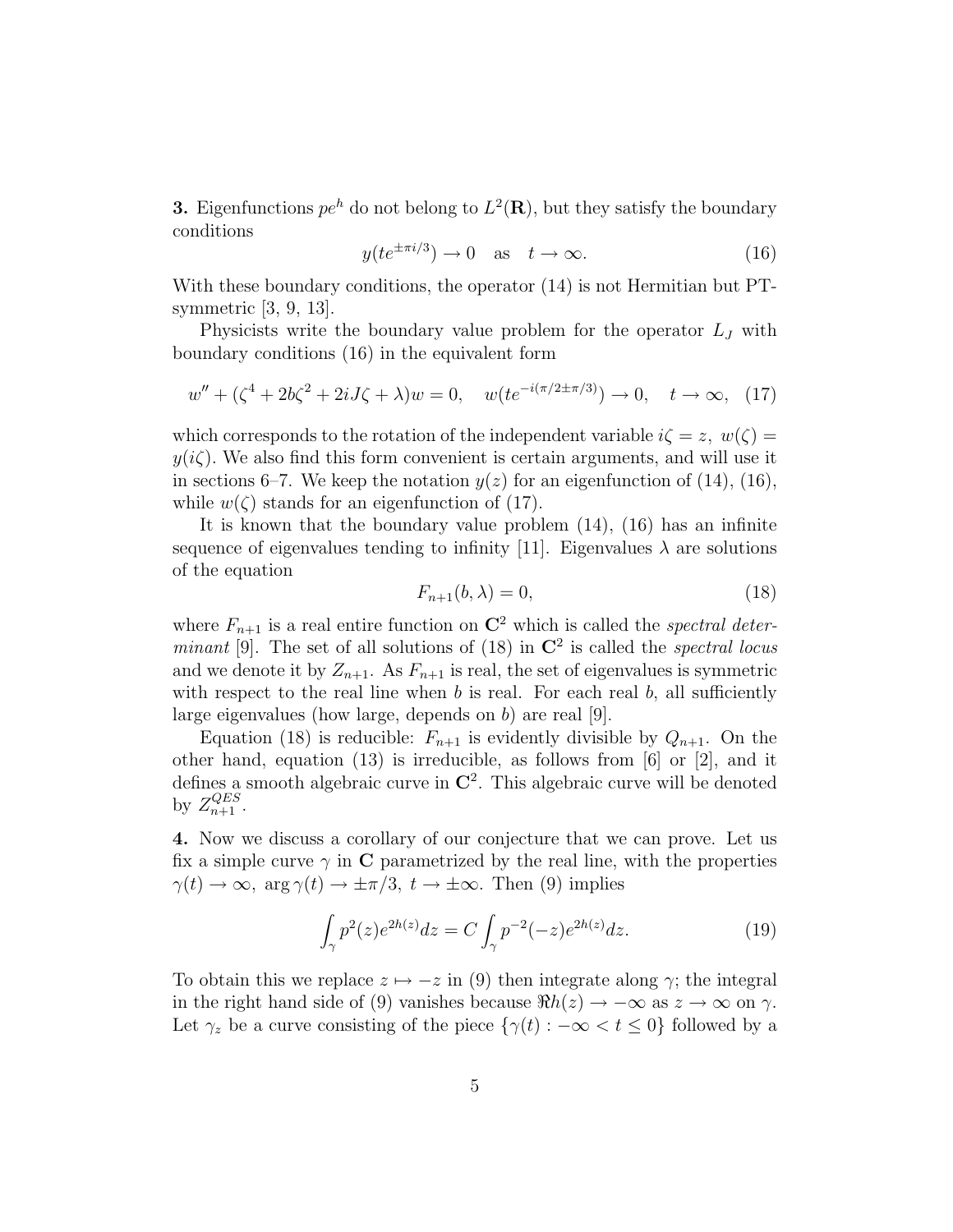**3.** Eigenfunctions $pe^h$ do not belong to $L^2(\mathbf{R})$, but they satisfy the boundary conditions

$$y(te^{\pm \pi i/3}) \to 0 \quad \text{as} \quad t \to \infty. \tag{16}$$

With these boundary conditions, the operator (14) is not Hermitian but PT-symmetric [3, 9, 13].

Physicists write the boundary value problem for the operator $L_J$ with boundary conditions (16) in the equivalent form

$$w'' + (\zeta^4 + 2b\zeta^2 + 2iJ\zeta + \lambda)w = 0, \quad w(te^{-i(\pi/2 \pm \pi/3)}) \to 0, \quad t \to \infty, \tag{17}$$

which corresponds to the rotation of the independent variable $i\zeta = z$, $w(\zeta) = y(i\zeta)$. We also find this form convenient is certain arguments, and will use it in sections 6–7. We keep the notation $y(z)$ for an eigenfunction of (14), (16), while $w(\zeta)$ stands for an eigenfunction of (17).

It is known that the boundary value problem (14), (16) has an infinite sequence of eigenvalues tending to infinity [11]. Eigenvalues $\lambda$ are solutions of the equation

$$F_{n+1}(b, \lambda) = 0, \tag{18}$$

where $F_{n+1}$ is a real entire function on $\mathbf{C}^2$ which is called the *spectral determinant* [9]. The set of all solutions of (18) in $\mathbf{C}^2$ is called the *spectral locus* and we denote it by $Z_{n+1}$. As $F_{n+1}$ is real, the set of eigenvalues is symmetric with respect to the real line when $b$ is real. For each real $b$, all sufficiently large eigenvalues (how large, depends on $b$) are real [9].

Equation (18) is reducible: $F_{n+1}$ is evidently divisible by $Q_{n+1}$. On the other hand, equation (13) is irreducible, as follows from [6] or [2], and it defines a smooth algebraic curve in $\mathbf{C}^2$. This algebraic curve will be denoted by $Z_{n+1}^{QES}$.

**4.** Now we discuss a corollary of our conjecture that we can prove. Let us fix a simple curve $\gamma$ in $\mathbf{C}$ parametrized by the real line, with the properties $\gamma(t) \to \infty$, $\arg \gamma(t) \to \pm\pi/3$, $t \to \pm\infty$. Then (9) implies

$$\int_\gamma p^2(z)e^{2h(z)}dz = C \int_\gamma p^{-2}(-z)e^{2h(z)}dz. \tag{19}$$

To obtain this we replace $z \mapsto -z$ in (9) then integrate along $\gamma$; the integral in the right hand side of (9) vanishes because $\Re h(z) \to -\infty$ as $z \to \infty$ on $\gamma$. Let $\gamma_z$ be a curve consisting of the piece $\{\gamma(t) : -\infty < t \leq 0\}$ followed by a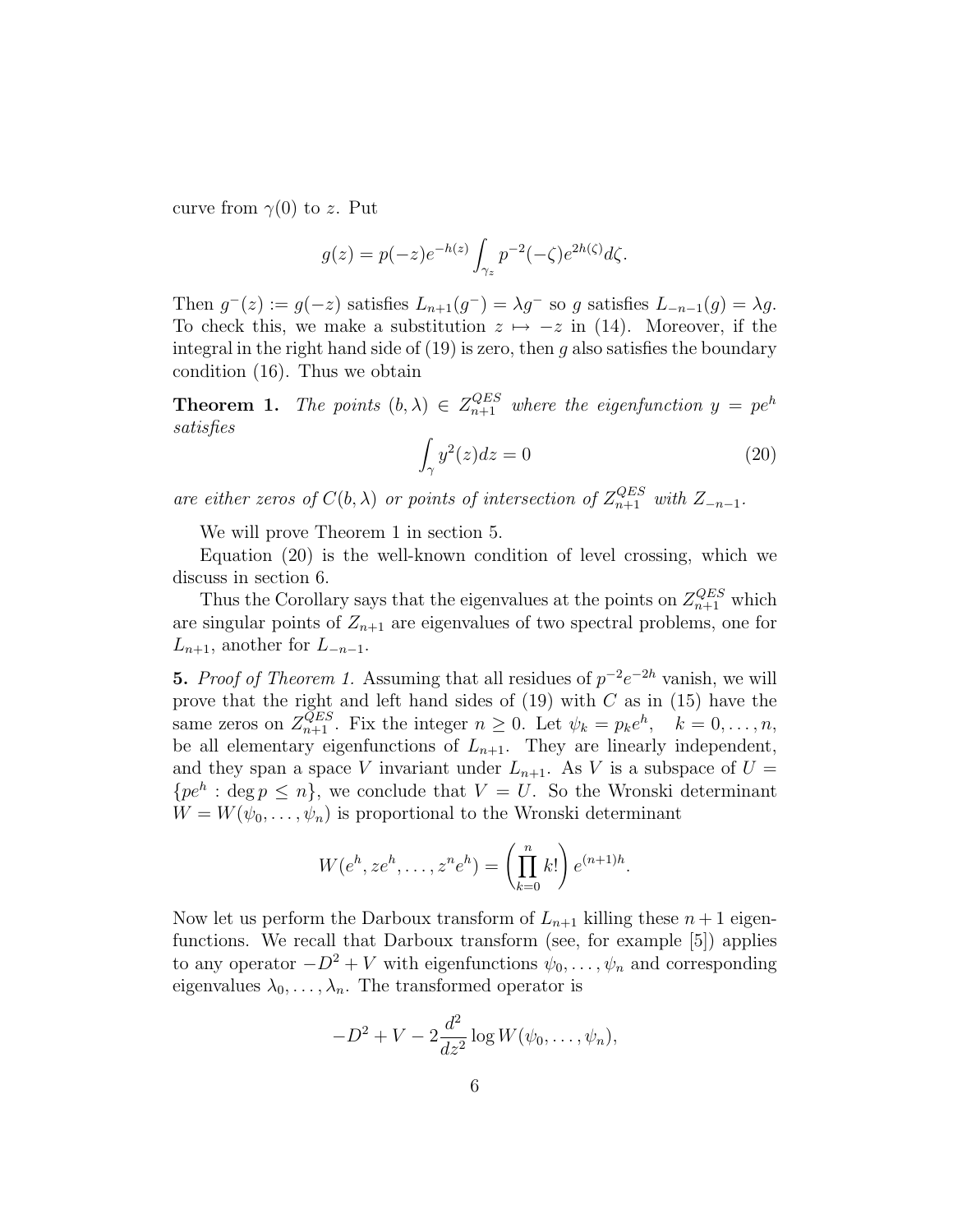curve from $\gamma(0)$ to $z$. Put

$$g(z) = p(-z)e^{-h(z)} \int_{\gamma_z} p^{-2}(-\zeta)e^{2h(\zeta)}d\zeta.$$

Then $g^-(z) := g(-z)$ satisfies $L_{n+1}(g^-) = \lambda g^-$ so $g$ satisfies $L_{-n-1}(g) = \lambda g$. To check this, we make a substitution $z \mapsto -z$ in (14). Moreover, if the integral in the right hand side of (19) is zero, then $g$ also satisfies the boundary condition (16). Thus we obtain

**Theorem 1.** *The points $(b, \lambda) \in Z_{n+1}^{QES}$ where the eigenfunction $y = pe^h$ satisfies*

$$\int_\gamma y^2(z)dz = 0 \tag{20}$$

*are either zeros of $C(b, \lambda)$ or points of intersection of $Z_{n+1}^{QES}$ with $Z_{-n-1}$.*

We will prove Theorem 1 in section 5.

Equation (20) is the well-known condition of level crossing, which we discuss in section 6.

Thus the Corollary says that the eigenvalues at the points on $Z_{n+1}^{QES}$ which are singular points of $Z_{n+1}$ are eigenvalues of two spectral problems, one for $L_{n+1}$, another for $L_{-n-1}$.

**5.** *Proof of Theorem 1.* Assuming that all residues of $p^{-2}e^{-2h}$ vanish, we will prove that the right and left hand sides of (19) with $C$ as in (15) have the same zeros on $Z_{n+1}^{QES}$. Fix the integer $n \geq 0$. Let $\psi_k = p_k e^h, \quad k = 0, \ldots, n$, be all elementary eigenfunctions of $L_{n+1}$. They are linearly independent, and they span a space $V$ invariant under $L_{n+1}$. As $V$ is a subspace of $U = \{pe^h : \deg p \leq n\}$, we conclude that $V = U$. So the Wronski determinant $W = W(\psi_0, \ldots, \psi_n)$ is proportional to the Wronski determinant

$$W(e^h, ze^h, \ldots, z^n e^h) = \left( \prod_{k=0}^{n} k! \right) e^{(n+1)h}.$$

Now let us perform the Darboux transform of $L_{n+1}$ killing these $n+1$ eigenfunctions. We recall that Darboux transform (see, for example [5]) applies to any operator $-D^2 + V$ with eigenfunctions $\psi_0, \ldots, \psi_n$ and corresponding eigenvalues $\lambda_0, \ldots, \lambda_n$. The transformed operator is

$$-D^2 + V - 2\frac{d^2}{dz^2} \log W(\psi_0, \ldots, \psi_n),$$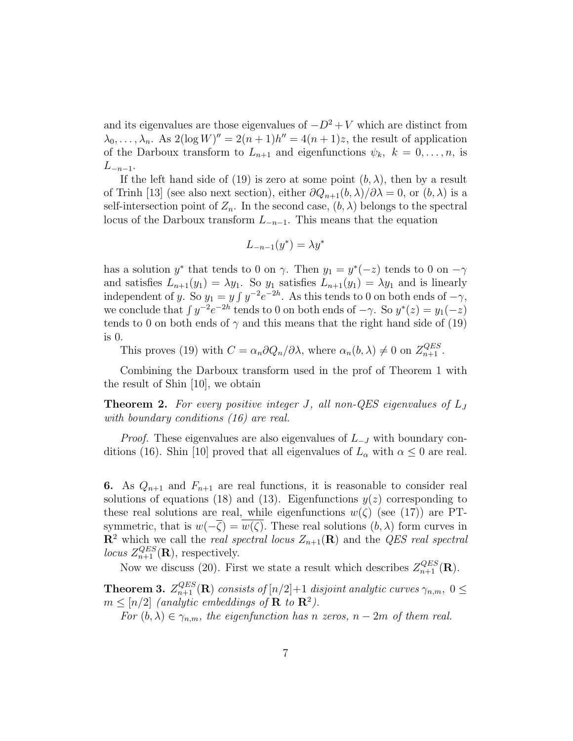and its eigenvalues are those eigenvalues of $-D^2+V$ which are distinct from $\lambda_0,\ldots,\lambda_n$. As $2(\log W)''=2(n+1)h''=4(n+1)z$, the result of application of the Darboux transform to $L_{n+1}$ and eigenfunctions $\psi_k,\ k=0,\ldots,n$, is $L_{-n-1}$.

If the left hand side of (19) is zero at some point $(b,\lambda)$, then by a result of Trinh [13] (see also next section), either $\partial Q_{n+1}(b,\lambda)/\partial\lambda=0$, or $(b,\lambda)$ is a self-intersection point of $Z_n$. In the second case, $(b,\lambda)$ belongs to the spectral locus of the Darboux transform $L_{-n-1}$. This means that the equation

$$L_{-n-1}(y^*)=\lambda y^*$$

has a solution $y^*$ that tends to 0 on $\gamma$. Then $y_1=y^*(-z)$ tends to 0 on $-\gamma$ and satisfies $L_{n+1}(y_1)=\lambda y_1$. So $y_1$ satisfies $L_{n+1}(y_1)=\lambda y_1$ and is linearly independent of $y$. So $y_1=y\int y^{-2}e^{-2h}$. As this tends to 0 on both ends of $-\gamma$, we conclude that $\int y^{-2}e^{-2h}$ tends to 0 on both ends of $-\gamma$. So $y^*(z)=y_1(-z)$ tends to 0 on both ends of $\gamma$ and this means that the right hand side of (19) is 0.

This proves (19) with $C=\alpha_n\partial Q_n/\partial\lambda$, where $\alpha_n(b,\lambda)\neq 0$ on $Z_{n+1}^{QES}$.

Combining the Darboux transform used in the prof of Theorem 1 with the result of Shin [10], we obtain

**Theorem 2.** *For every positive integer $J$, all non-QES eigenvalues of $L_J$ with boundary conditions (16) are real.*

*Proof.* These eigenvalues are also eigenvalues of $L_{-J}$ with boundary conditions (16). Shin [10] proved that all eigenvalues of $L_\alpha$ with $\alpha\leq 0$ are real.

**6.** As $Q_{n+1}$ and $F_{n+1}$ are real functions, it is reasonable to consider real solutions of equations (18) and (13). Eigenfunctions $y(z)$ corresponding to these real solutions are real, while eigenfunctions $w(\zeta)$ (see (17)) are PT-symmetric, that is $w(-\overline{\zeta})=\overline{w(\zeta)}$. These real solutions $(b,\lambda)$ form curves in $\mathbf{R}^2$ which we call the *real spectral locus* $Z_{n+1}(\mathbf{R})$ and the *QES real spectral locus* $Z_{n+1}^{QES}(\mathbf{R})$, respectively.

Now we discuss (20). First we state a result which describes $Z_{n+1}^{QES}(\mathbf{R})$.

**Theorem 3.** *$Z_{n+1}^{QES}(\mathbf{R})$ consists of $[n/2]+1$ disjoint analytic curves $\gamma_{n,m},\ 0\leq m\leq[n/2]$ (analytic embeddings of $\mathbf{R}$ to $\mathbf{R}^2$).*

*For $(b,\lambda)\in\gamma_{n,m}$, the eigenfunction has $n$ zeros, $n-2m$ of them real.*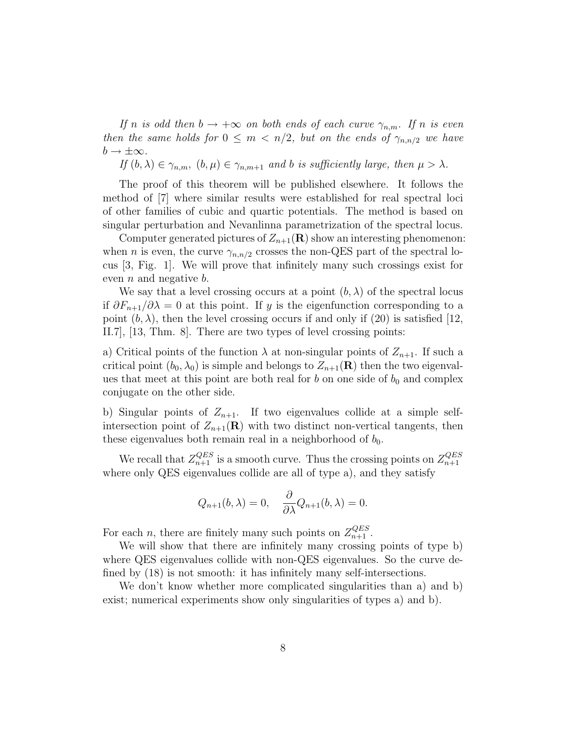*If $n$ is odd then $b \to +\infty$ on both ends of each curve $\gamma_{n,m}$. If $n$ is even then the same holds for $0 \leq m < n/2$, but on the ends of $\gamma_{n,n/2}$ we have $b \to \pm\infty$.*

*If $(b, \lambda) \in \gamma_{n,m}$, $(b, \mu) \in \gamma_{n,m+1}$ and $b$ is sufficiently large, then $\mu > \lambda$.*

The proof of this theorem will be published elsewhere. It follows the method of [7] where similar results were established for real spectral loci of other families of cubic and quartic potentials. The method is based on singular perturbation and Nevanlinna parametrization of the spectral locus.

Computer generated pictures of $Z_{n+1}(\mathbf{R})$ show an interesting phenomenon: when $n$ is even, the curve $\gamma_{n,n/2}$ crosses the non-QES part of the spectral locus [3, Fig. 1]. We will prove that infinitely many such crossings exist for even $n$ and negative $b$.

We say that a level crossing occurs at a point $(b, \lambda)$ of the spectral locus if $\partial F_{n+1}/\partial\lambda = 0$ at this point. If $y$ is the eigenfunction corresponding to a point $(b, \lambda)$, then the level crossing occurs if and only if (20) is satisfied [12, II.7], [13, Thm. 8]. There are two types of level crossing points:

a) Critical points of the function $\lambda$ at non-singular points of $Z_{n+1}$. If such a critical point $(b_0, \lambda_0)$ is simple and belongs to $Z_{n+1}(\mathbf{R})$ then the two eigenvalues that meet at this point are both real for $b$ on one side of $b_0$ and complex conjugate on the other side.

b) Singular points of $Z_{n+1}$. If two eigenvalues collide at a simple self-intersection point of $Z_{n+1}(\mathbf{R})$ with two distinct non-vertical tangents, then these eigenvalues both remain real in a neighborhood of $b_0$.

We recall that $Z_{n+1}^{QES}$ is a smooth curve. Thus the crossing points on $Z_{n+1}^{QES}$ where only QES eigenvalues collide are all of type a), and they satisfy

$$Q_{n+1}(b, \lambda) = 0, \quad \frac{\partial}{\partial\lambda} Q_{n+1}(b, \lambda) = 0.$$

For each $n$, there are finitely many such points on $Z_{n+1}^{QES}$.

We will show that there are infinitely many crossing points of type b) where QES eigenvalues collide with non-QES eigenvalues. So the curve defined by (18) is not smooth: it has infinitely many self-intersections.

We don't know whether more complicated singularities than a) and b) exist; numerical experiments show only singularities of types a) and b).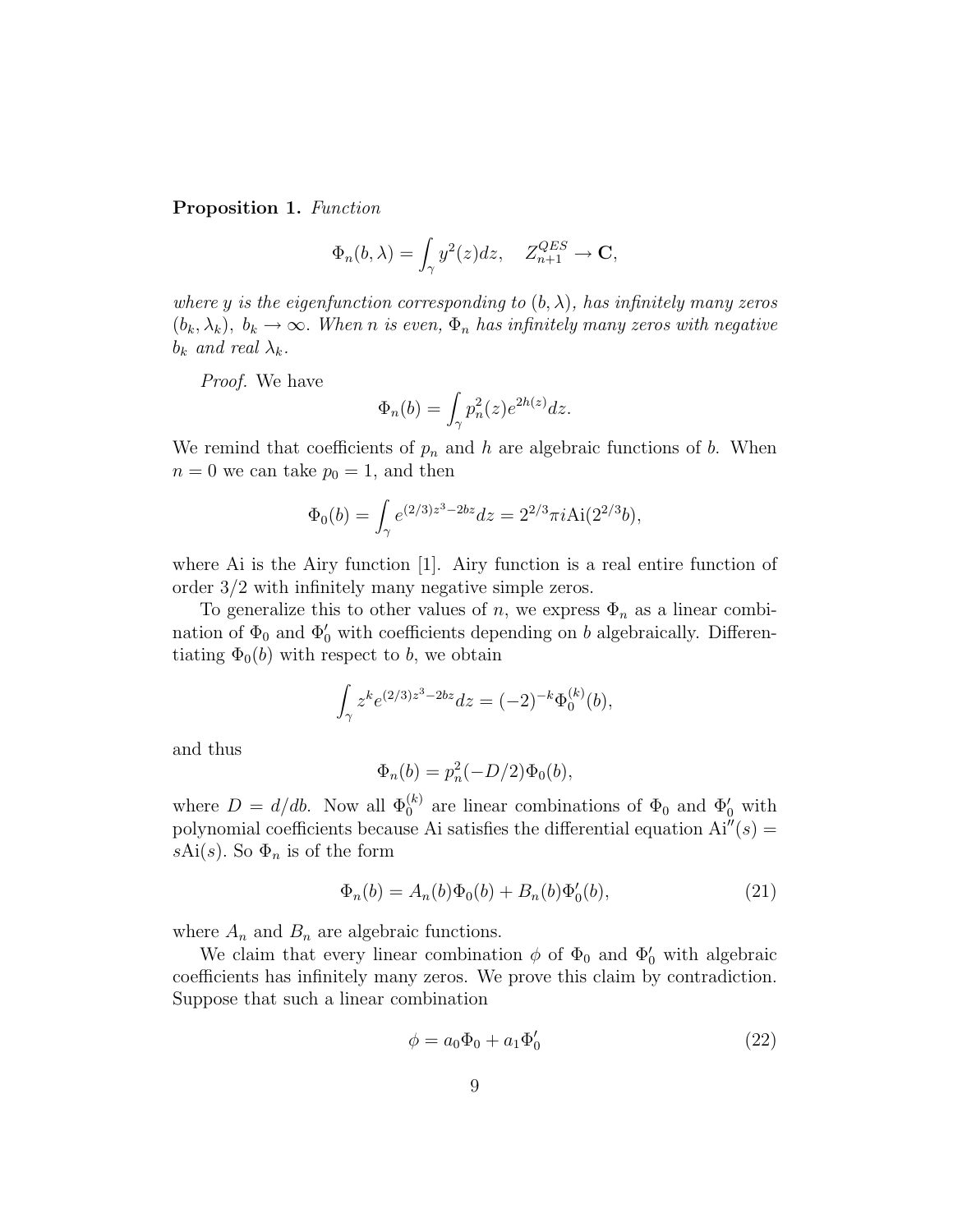**Proposition 1.** *Function*

$$\Phi_n(b, \lambda) = \int_\gamma y^2(z) dz, \quad Z_{n+1}^{QES} \to \mathbf{C},$$

*where $y$ is the eigenfunction corresponding to $(b, \lambda)$, has infinitely many zeros $(b_k, \lambda_k)$, $b_k \to \infty$. When $n$ is even, $\Phi_n$ has infinitely many zeros with negative $b_k$ and real $\lambda_k$.*

*Proof.* We have

$$\Phi_n(b) = \int_\gamma p_n^2(z) e^{2h(z)} dz.$$

We remind that coefficients of $p_n$ and $h$ are algebraic functions of $b$. When $n = 0$ we can take $p_0 = 1$, and then

$$\Phi_0(b) = \int_\gamma e^{(2/3)z^3 - 2bz} dz = 2^{2/3} \pi i \mathrm{Ai}(2^{2/3} b),$$

where Ai is the Airy function [1]. Airy function is a real entire function of order 3/2 with infinitely many negative simple zeros.

To generalize this to other values of $n$, we express $\Phi_n$ as a linear combination of $\Phi_0$ and $\Phi_0'$ with coefficients depending on $b$ algebraically. Differentiating $\Phi_0(b)$ with respect to $b$, we obtain

$$\int_\gamma z^k e^{(2/3)z^3 - 2bz} dz = (-2)^{-k} \Phi_0^{(k)}(b),$$

and thus

$$\Phi_n(b) = p_n^2(-D/2)\Phi_0(b),$$

where $D = d/db$. Now all $\Phi_0^{(k)}$ are linear combinations of $\Phi_0$ and $\Phi_0'$ with polynomial coefficients because Ai satisfies the differential equation $\mathrm{Ai}''(s) = s\mathrm{Ai}(s)$. So $\Phi_n$ is of the form

$$\Phi_n(b) = A_n(b)\Phi_0(b) + B_n(b)\Phi_0'(b), \tag{21}$$

where $A_n$ and $B_n$ are algebraic functions.

We claim that every linear combination $\phi$ of $\Phi_0$ and $\Phi_0'$ with algebraic coefficients has infinitely many zeros. We prove this claim by contradiction. Suppose that such a linear combination

$$\phi = a_0 \Phi_0 + a_1 \Phi_0' \tag{22}$$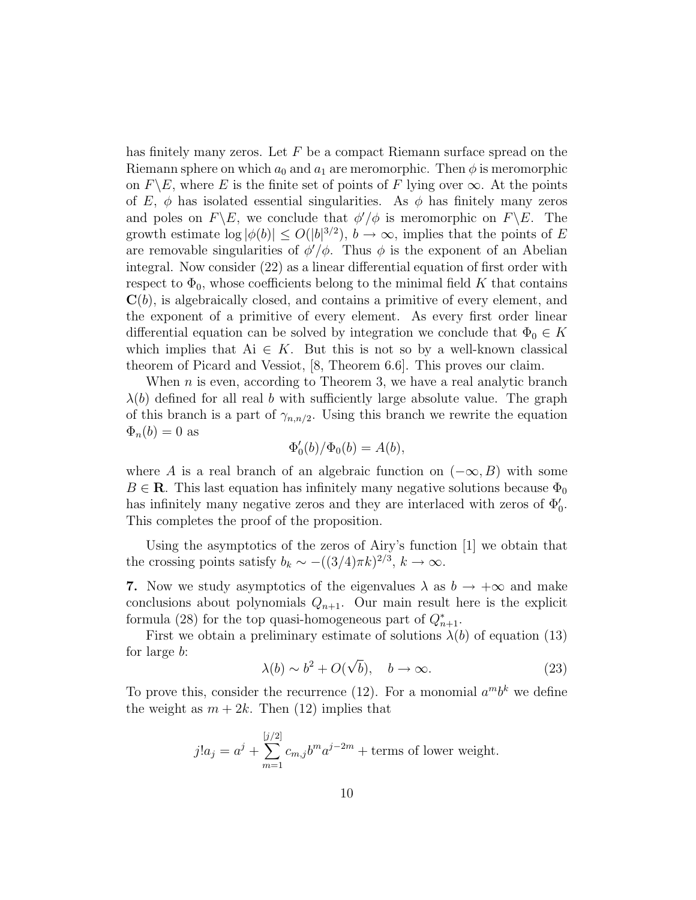has finitely many zeros. Let $F$ be a compact Riemann surface spread on the Riemann sphere on which $a_0$ and $a_1$ are meromorphic. Then $\phi$ is meromorphic on $F\backslash E$, where $E$ is the finite set of points of $F$ lying over $\infty$. At the points of $E$, $\phi$ has isolated essential singularities. As $\phi$ has finitely many zeros and poles on $F\backslash E$, we conclude that $\phi'/\phi$ is meromorphic on $F\backslash E$. The growth estimate $\log|\phi(b)| \leq O(|b|^{3/2})$, $b \to \infty$, implies that the points of $E$ are removable singularities of $\phi'/\phi$. Thus $\phi$ is the exponent of an Abelian integral. Now consider (22) as a linear differential equation of first order with respect to $\Phi_0$, whose coefficients belong to the minimal field $K$ that contains $\mathbf{C}(b)$, is algebraically closed, and contains a primitive of every element, and the exponent of a primitive of every element. As every first order linear differential equation can be solved by integration we conclude that $\Phi_0 \in K$ which implies that $\mathrm{Ai} \in K$. But this is not so by a well-known classical theorem of Picard and Vessiot, [8, Theorem 6.6]. This proves our claim.

When $n$ is even, according to Theorem 3, we have a real analytic branch $\lambda(b)$ defined for all real $b$ with sufficiently large absolute value. The graph of this branch is a part of $\gamma_{n,n/2}$. Using this branch we rewrite the equation $\Phi_n(b) = 0$ as

$$\Phi_0'(b)/\Phi_0(b) = A(b),$$

where $A$ is a real branch of an algebraic function on $(-\infty, B)$ with some $B \in \mathbf{R}$. This last equation has infinitely many negative solutions because $\Phi_0$ has infinitely many negative zeros and they are interlaced with zeros of $\Phi_0'$. This completes the proof of the proposition.

Using the asymptotics of the zeros of Airy's function [1] we obtain that the crossing points satisfy $b_k \sim -((3/4)\pi k)^{2/3}$, $k \to \infty$.

**7.** Now we study asymptotics of the eigenvalues $\lambda$ as $b \to +\infty$ and make conclusions about polynomials $Q_{n+1}$. Our main result here is the explicit formula (28) for the top quasi-homogeneous part of $Q_{n+1}^*$.

First we obtain a preliminary estimate of solutions $\lambda(b)$ of equation (13) for large $b$:

$$\lambda(b) \sim b^2 + O(\sqrt{b}), \quad b \to \infty. \tag{23}$$

To prove this, consider the recurrence (12). For a monomial $a^m b^k$ we define the weight as $m + 2k$. Then (12) implies that

$$j!a_j = a^j + \sum_{m=1}^{[j/2]} c_{m,j} b^m a^{j-2m} + \text{terms of lower weight.}$$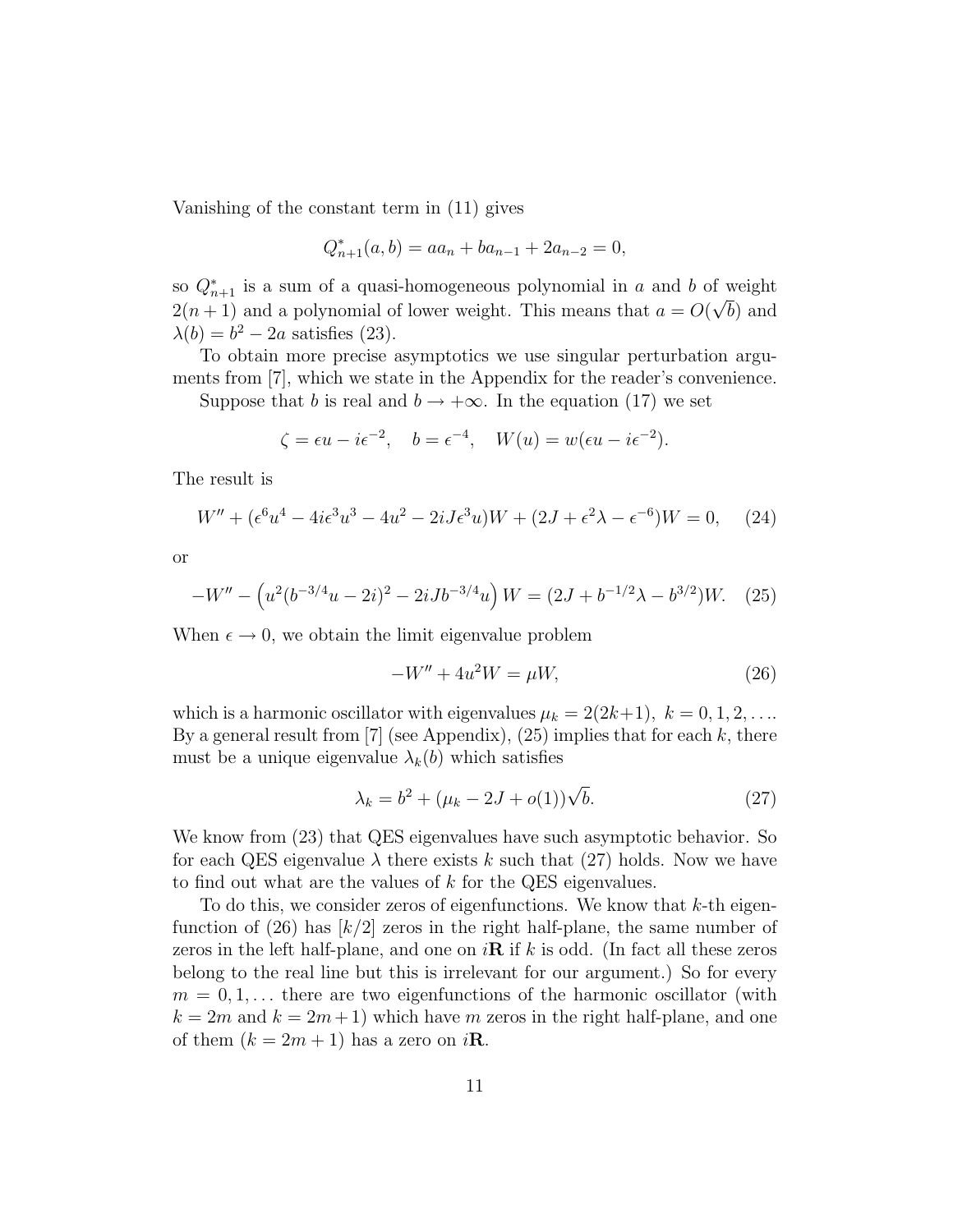Vanishing of the constant term in (11) gives

$$Q^*_{n+1}(a,b) = aa_n + ba_{n-1} + 2a_{n-2} = 0,$$

so $Q^*_{n+1}$ is a sum of a quasi-homogeneous polynomial in $a$ and $b$ of weight $2(n+1)$ and a polynomial of lower weight. This means that $a = O(\sqrt{b})$ and $\lambda(b) = b^2 - 2a$ satisfies (23).

To obtain more precise asymptotics we use singular perturbation arguments from [7], which we state in the Appendix for the reader's convenience.

Suppose that $b$ is real and $b \to +\infty$. In the equation (17) we set

$$\zeta = \epsilon u - i\epsilon^{-2}, \quad b = \epsilon^{-4}, \quad W(u) = w(\epsilon u - i\epsilon^{-2}).$$

The result is

$$W'' + (\epsilon^6 u^4 - 4i\epsilon^3 u^3 - 4u^2 - 2iJ\epsilon^3 u)W + (2J + \epsilon^2\lambda - \epsilon^{-6})W = 0, \quad (24)$$

or

$$-W'' - \left(u^2(b^{-3/4}u - 2i)^2 - 2iJb^{-3/4}u\right)W = (2J + b^{-1/2}\lambda - b^{3/2})W. \quad (25)$$

When $\epsilon \to 0$, we obtain the limit eigenvalue problem

$$-W'' + 4u^2 W = \mu W, \quad (26)$$

which is a harmonic oscillator with eigenvalues $\mu_k = 2(2k+1),\ k = 0, 1, 2, \ldots$. By a general result from [7] (see Appendix), (25) implies that for each $k$, there must be a unique eigenvalue $\lambda_k(b)$ which satisfies

$$\lambda_k = b^2 + (\mu_k - 2J + o(1))\sqrt{b}. \quad (27)$$

We know from (23) that QES eigenvalues have such asymptotic behavior. So for each QES eigenvalue $\lambda$ there exists $k$ such that (27) holds. Now we have to find out what are the values of $k$ for the QES eigenvalues.

To do this, we consider zeros of eigenfunctions. We know that $k$-th eigenfunction of (26) has $[k/2]$ zeros in the right half-plane, the same number of zeros in the left half-plane, and one on $i\mathbf{R}$ if $k$ is odd. (In fact all these zeros belong to the real line but this is irrelevant for our argument.) So for every $m = 0, 1, \ldots$ there are two eigenfunctions of the harmonic oscillator (with $k = 2m$ and $k = 2m+1$) which have $m$ zeros in the right half-plane, and one of them ($k = 2m+1$) has a zero on $i\mathbf{R}$.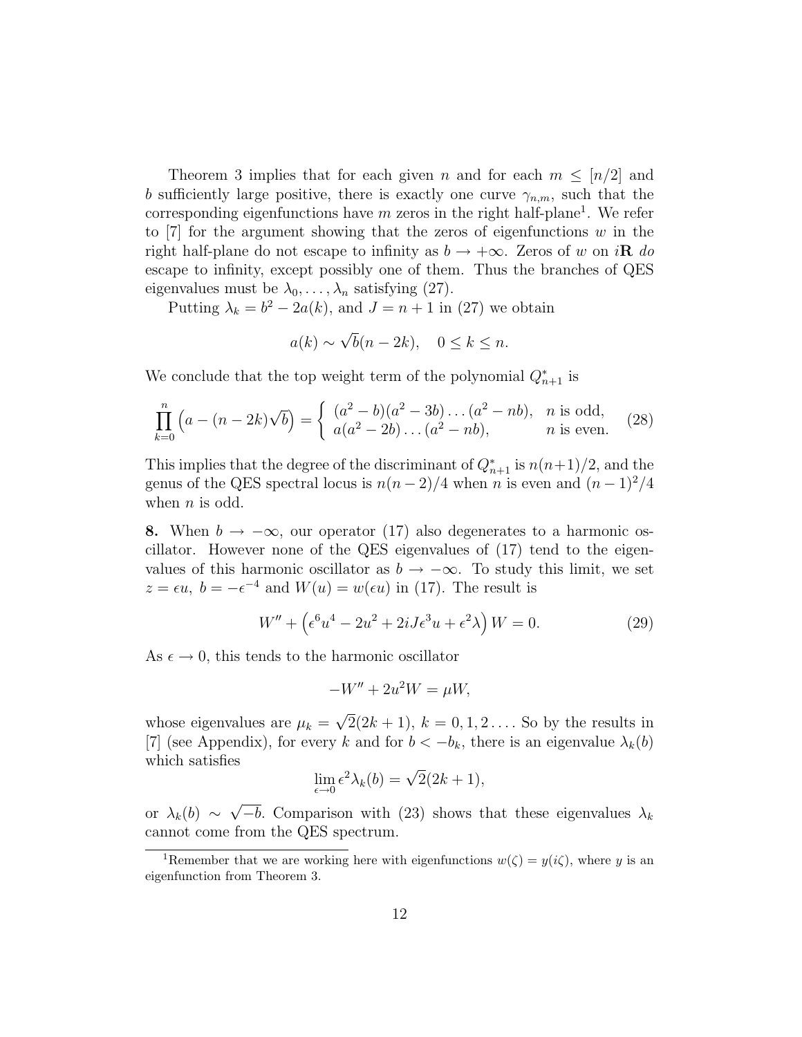Theorem 3 implies that for each given $n$ and for each $m \leq [n/2]$ and $b$ sufficiently large positive, there is exactly one curve $\gamma_{n,m}$, such that the corresponding eigenfunctions have $m$ zeros in the right half-plane[1]. We refer to [7] for the argument showing that the zeros of eigenfunctions $w$ in the right half-plane do not escape to infinity as $b \to +\infty$. Zeros of $w$ on $i\mathbf{R}$ *do* escape to infinity, except possibly one of them. Thus the branches of QES eigenvalues must be $\lambda_0, \ldots, \lambda_n$ satisfying (27).

Putting $\lambda_k = b^2 - 2a(k)$, and $J = n+1$ in (27) we obtain

$$a(k) \sim \sqrt{b}(n-2k), \quad 0 \leq k \leq n.$$

We conclude that the top weight term of the polynomial $Q^*_{n+1}$ is

$$\prod_{k=0}^{n} \left( a - (n-2k)\sqrt{b} \right) = \begin{cases} (a^2 - b)(a^2 - 3b) \ldots (a^2 - nb), & n \text{ is odd}, \\ a(a^2 - 2b) \ldots (a^2 - nb), & n \text{ is even}. \end{cases} \tag{28}$$

This implies that the degree of the discriminant of $Q^*_{n+1}$ is $n(n+1)/2$, and the genus of the QES spectral locus is $n(n-2)/4$ when $n$ is even and $(n-1)^2/4$ when $n$ is odd.

**8.** When $b \to -\infty$, our operator (17) also degenerates to a harmonic oscillator. However none of the QES eigenvalues of (17) tend to the eigenvalues of this harmonic oscillator as $b \to -\infty$. To study this limit, we set $z = \epsilon u$, $b = -\epsilon^{-4}$ and $W(u) = w(\epsilon u)$ in (17). The result is

$$W'' + \left( \epsilon^6 u^4 - 2u^2 + 2iJ\epsilon^3 u + \epsilon^2 \lambda \right) W = 0. \tag{29}$$

As $\epsilon \to 0$, this tends to the harmonic oscillator

$$-W'' + 2u^2 W = \mu W,$$

whose eigenvalues are $\mu_k = \sqrt{2}(2k+1)$, $k = 0, 1, 2 \ldots$. So by the results in [7] (see Appendix), for every $k$ and for $b < -b_k$, there is an eigenvalue $\lambda_k(b)$ which satisfies

$$\lim_{\epsilon \to 0} \epsilon^2 \lambda_k(b) = \sqrt{2}(2k+1),$$

or $\lambda_k(b) \sim \sqrt{-b}$. Comparison with (23) shows that these eigenvalues $\lambda_k$ cannot come from the QES spectrum.

---

[1] Remember that we are working here with eigenfunctions $w(\zeta) = y(i\zeta)$, where $y$ is an eigenfunction from Theorem 3.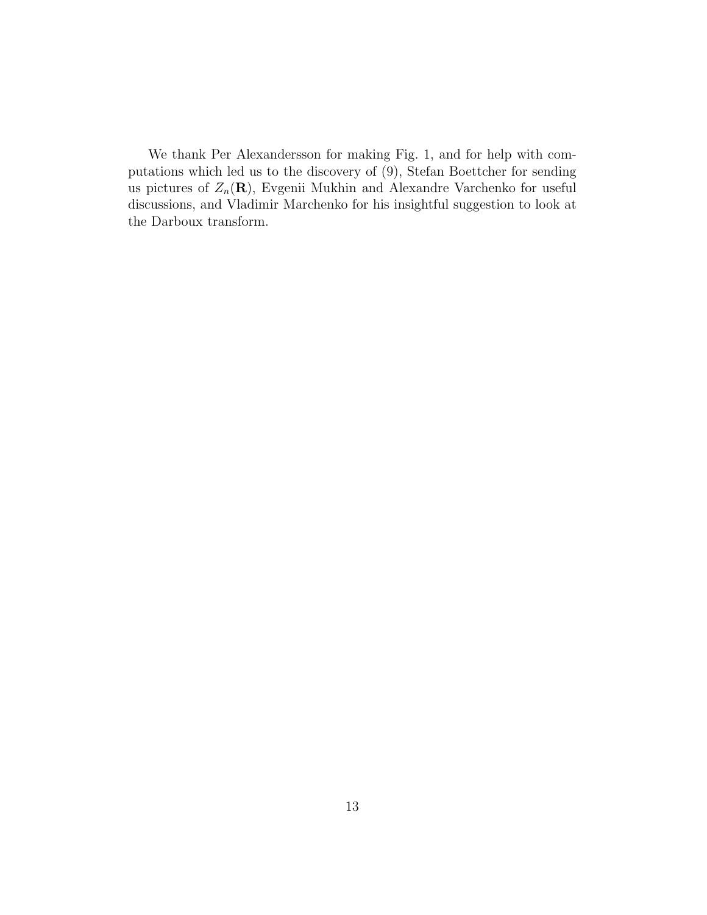We thank Per Alexandersson for making Fig. 1, and for help with computations which led us to the discovery of (9), Stefan Boettcher for sending us pictures of $Z_n(\mathbf{R})$, Evgenii Mukhin and Alexandre Varchenko for useful discussions, and Vladimir Marchenko for his insightful suggestion to look at the Darboux transform.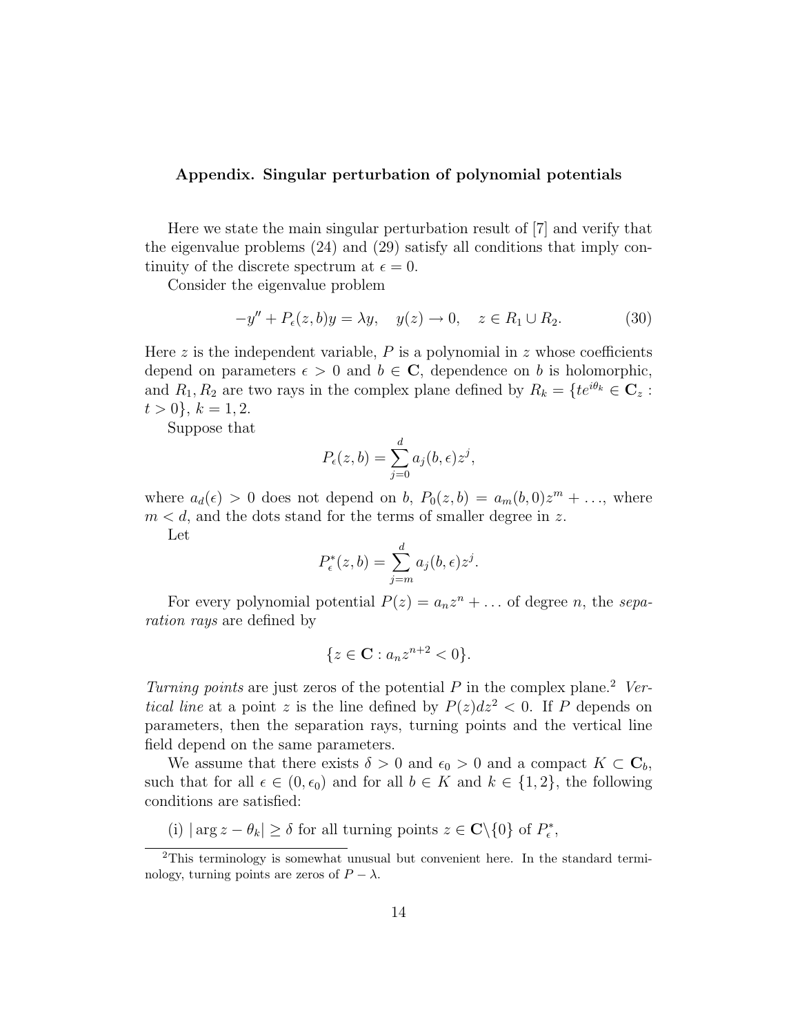## Appendix. Singular perturbation of polynomial potentials

Here we state the main singular perturbation result of [7] and verify that the eigenvalue problems (24) and (29) satisfy all conditions that imply continuity of the discrete spectrum at $\epsilon = 0$.

Consider the eigenvalue problem

$$-y'' + P_\epsilon(z, b)y = \lambda y, \quad y(z) \to 0, \quad z \in R_1 \cup R_2. \tag{30}$$

Here $z$ is the independent variable, $P$ is a polynomial in $z$ whose coefficients depend on parameters $\epsilon > 0$ and $b \in \mathbf{C}$, dependence on $b$ is holomorphic, and $R_1, R_2$ are two rays in the complex plane defined by $R_k = \{te^{i\theta_k} \in \mathbf{C}_z : t > 0\}$, $k = 1, 2$.

Suppose that

$$P_\epsilon(z, b) = \sum_{j=0}^{d} a_j(b, \epsilon) z^j,$$

where $a_d(\epsilon) > 0$ does not depend on $b$, $P_0(z, b) = a_m(b, 0)z^m + \ldots$, where $m < d$, and the dots stand for the terms of smaller degree in $z$.

Let

$$P^*_\epsilon(z, b) = \sum_{j=m}^{d} a_j(b, \epsilon) z^j.$$

For every polynomial potential $P(z) = a_n z^n + \ldots$ of degree $n$, the *separation rays* are defined by

$$\{z \in \mathbf{C} : a_n z^{n+2} < 0\}.$$

*Turning points* are just zeros of the potential $P$ in the complex plane.[2] *Vertical line* at a point $z$ is the line defined by $P(z)dz^2 < 0$. If $P$ depends on parameters, then the separation rays, turning points and the vertical line field depend on the same parameters.

We assume that there exists $\delta > 0$ and $\epsilon_0 > 0$ and a compact $K \subset \mathbf{C}_b$, such that for all $\epsilon \in (0, \epsilon_0)$ and for all $b \in K$ and $k \in \{1, 2\}$, the following conditions are satisfied:

(i) $|\arg z - \theta_k| \geq \delta$ for all turning points $z \in \mathbf{C}\backslash\{0\}$ of $P^*_\epsilon$,

[2] This terminology is somewhat unusual but convenient here. In the standard terminology, turning points are zeros of $P - \lambda$.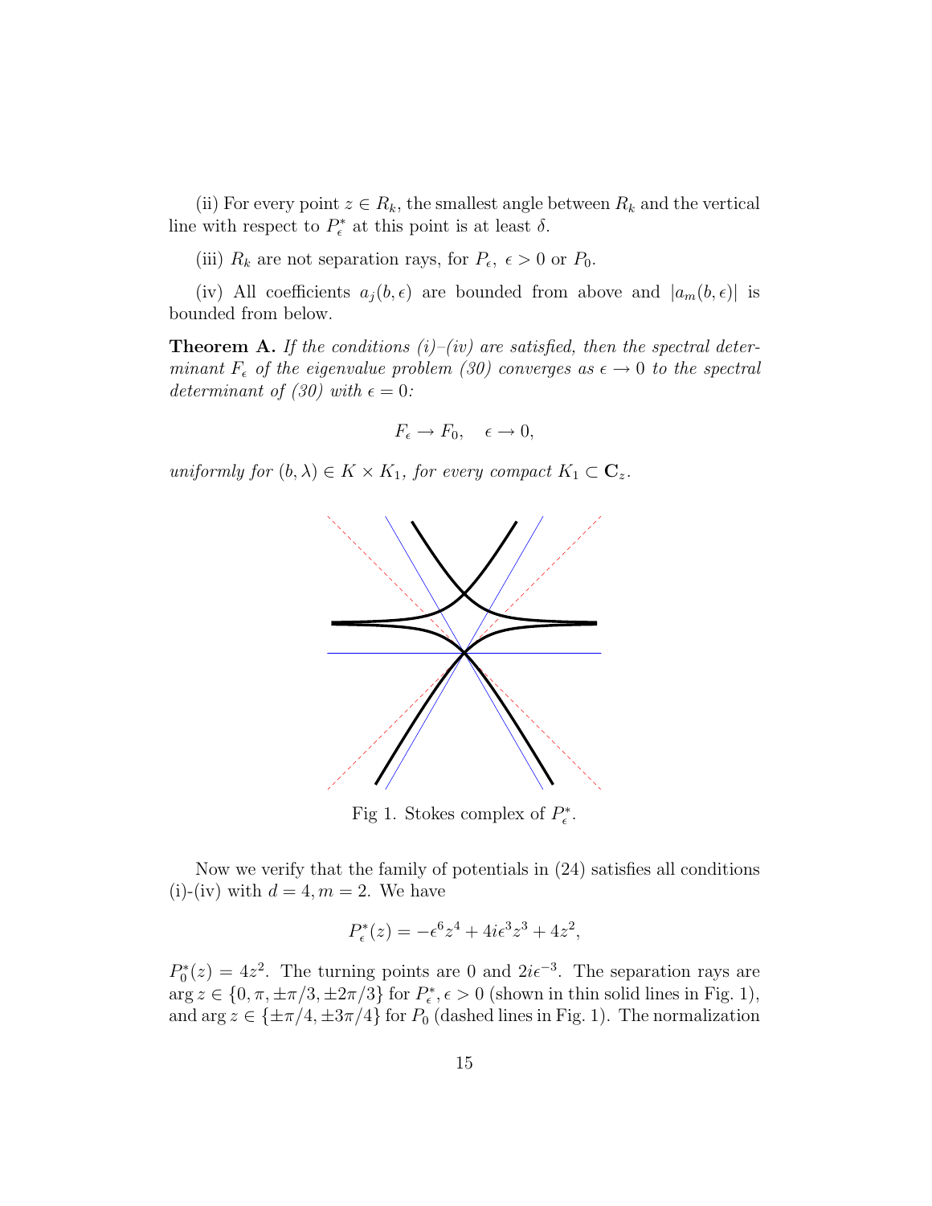(ii) For every point $z \in R_k$, the smallest angle between $R_k$ and the vertical line with respect to $P^*_\epsilon$ at this point is at least $\delta$.

(iii) $R_k$ are not separation rays, for $P_\epsilon,\ \epsilon > 0$ or $P_0$.

(iv) All coefficients $a_j(b,\epsilon)$ are bounded from above and $|a_m(b,\epsilon)|$ is bounded from below.

**Theorem A.** *If the conditions (i)–(iv) are satisfied, then the spectral determinant $F_\epsilon$ of the eigenvalue problem (30) converges as $\epsilon \to 0$ to the spectral determinant of (30) with $\epsilon = 0$:*

$$F_\epsilon \to F_0, \quad \epsilon \to 0,$$

*uniformly for $(b,\lambda) \in K \times K_1$, for every compact $K_1 \subset \mathbf{C}_z$.*

Fig 1. Stokes complex of $P^*_\epsilon$.

Now we verify that the family of potentials in (24) satisfies all conditions (i)-(iv) with $d = 4, m = 2$. We have

$$P^*_\epsilon(z) = -\epsilon^6 z^4 + 4i\epsilon^3 z^3 + 4z^2,$$

$P^*_0(z) = 4z^2$. The turning points are 0 and $2i\epsilon^{-3}$. The separation rays are $\arg z \in \{0, \pi, \pm\pi/3, \pm 2\pi/3\}$ for $P^*_\epsilon, \epsilon > 0$ (shown in thin solid lines in Fig. 1), and $\arg z \in \{\pm\pi/4, \pm 3\pi/4\}$ for $P_0$ (dashed lines in Fig. 1). The normalization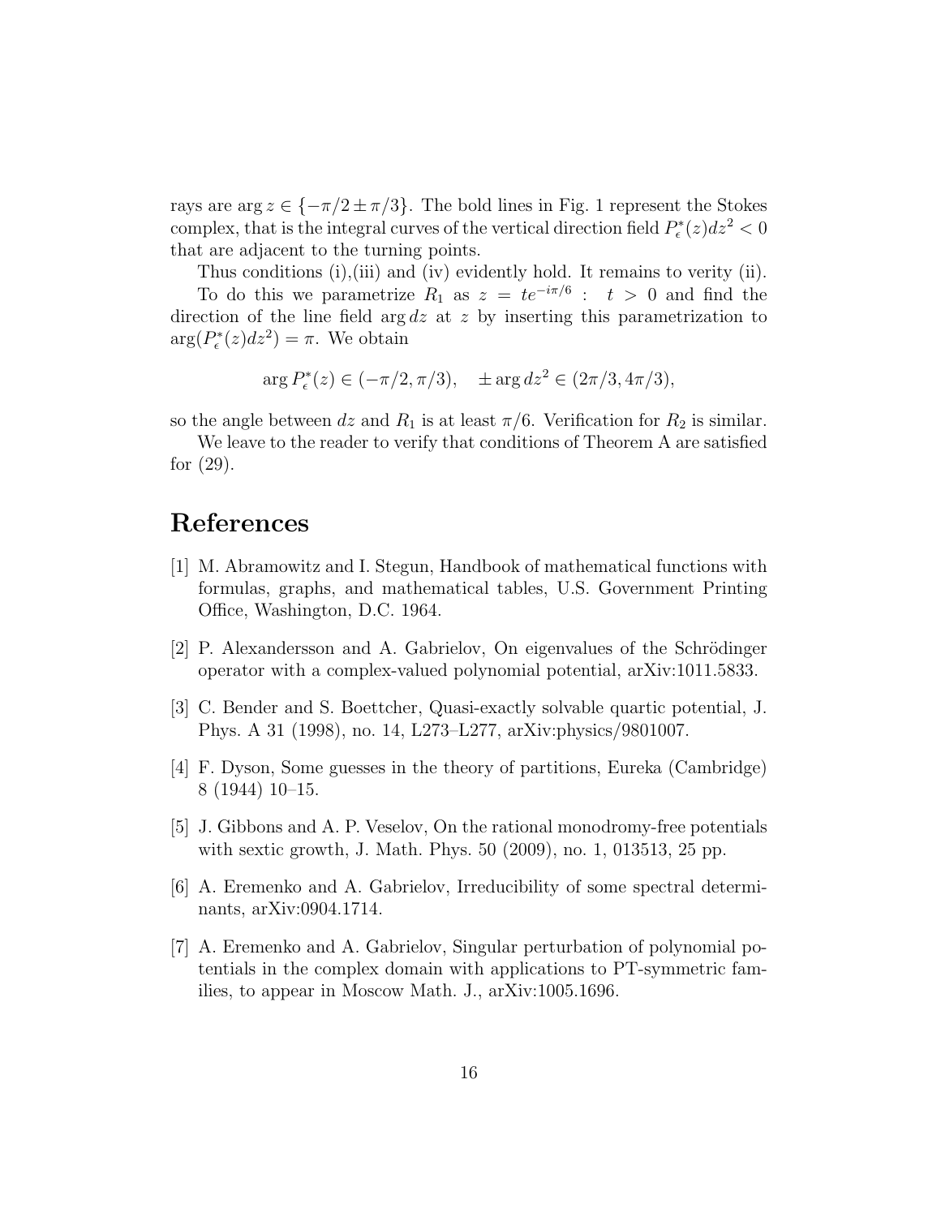rays are $\arg z \in \{-\pi/2 \pm \pi/3\}$. The bold lines in Fig. 1 represent the Stokes complex, that is the integral curves of the vertical direction field $P_\epsilon^*(z)dz^2 < 0$ that are adjacent to the turning points.

Thus conditions (i),(iii) and (iv) evidently hold. It remains to verity (ii).

To do this we parametrize $R_1$ as $z = te^{-i\pi/6} : \;\; t > 0$ and find the direction of the line field $\arg dz$ at $z$ by inserting this parametrization to $\arg(P_\epsilon^*(z)dz^2) = \pi$. We obtain

$$\arg P_\epsilon^*(z) \in (-\pi/2, \pi/3), \quad \pm \arg dz^2 \in (2\pi/3, 4\pi/3),$$

so the angle between $dz$ and $R_1$ is at least $\pi/6$. Verification for $R_2$ is similar.

We leave to the reader to verify that conditions of Theorem A are satisfied for (29).

# References

[1] M. Abramowitz and I. Stegun, Handbook of mathematical functions with formulas, graphs, and mathematical tables, U.S. Government Printing Office, Washington, D.C. 1964.

[2] P. Alexandersson and A. Gabrielov, On eigenvalues of the Schrödinger operator with a complex-valued polynomial potential, arXiv:1011.5833.

[3] C. Bender and S. Boettcher, Quasi-exactly solvable quartic potential, J. Phys. A 31 (1998), no. 14, L273–L277, arXiv:physics/9801007.

[4] F. Dyson, Some guesses in the theory of partitions, Eureka (Cambridge) 8 (1944) 10–15.

[5] J. Gibbons and A. P. Veselov, On the rational monodromy-free potentials with sextic growth, J. Math. Phys. 50 (2009), no. 1, 013513, 25 pp.

[6] A. Eremenko and A. Gabrielov, Irreducibility of some spectral determinants, arXiv:0904.1714.

[7] A. Eremenko and A. Gabrielov, Singular perturbation of polynomial potentials in the complex domain with applications to PT-symmetric families, to appear in Moscow Math. J., arXiv:1005.1696.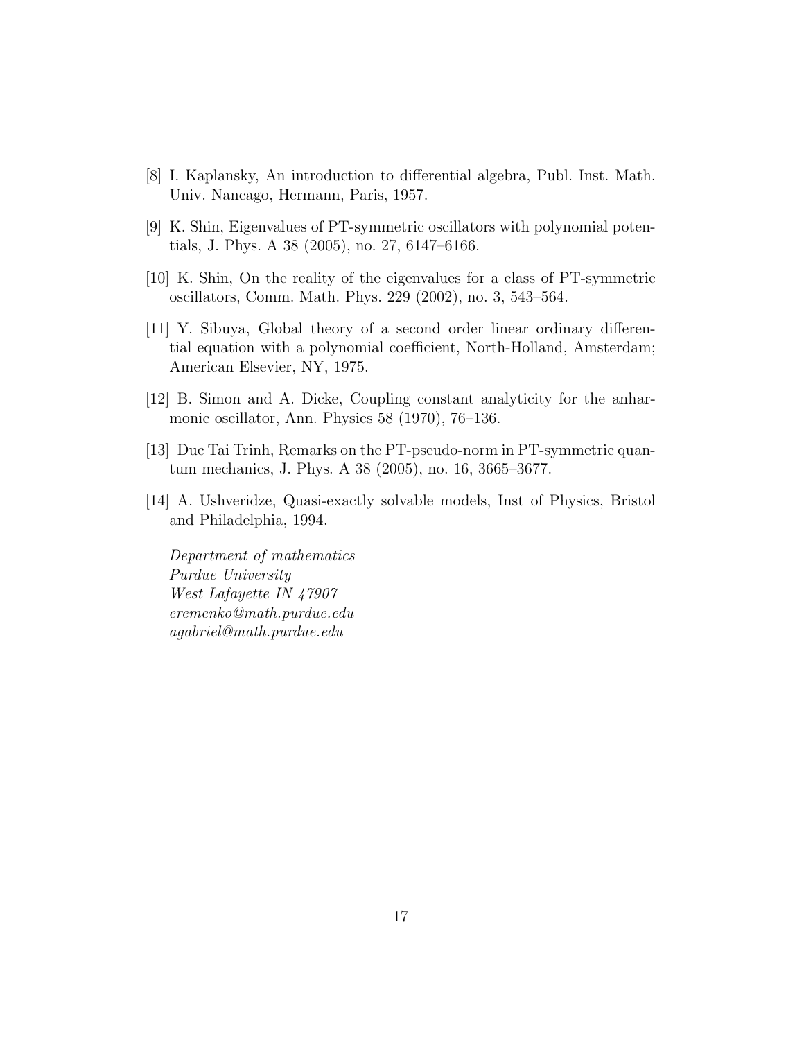[8] I. Kaplansky, An introduction to differential algebra, Publ. Inst. Math. Univ. Nancago, Hermann, Paris, 1957.

[9] K. Shin, Eigenvalues of PT-symmetric oscillators with polynomial potentials, J. Phys. A 38 (2005), no. 27, 6147–6166.

[10] K. Shin, On the reality of the eigenvalues for a class of PT-symmetric oscillators, Comm. Math. Phys. 229 (2002), no. 3, 543–564.

[11] Y. Sibuya, Global theory of a second order linear ordinary differential equation with a polynomial coefficient, North-Holland, Amsterdam; American Elsevier, NY, 1975.

[12] B. Simon and A. Dicke, Coupling constant analyticity for the anharmonic oscillator, Ann. Physics 58 (1970), 76–136.

[13] Duc Tai Trinh, Remarks on the PT-pseudo-norm in PT-symmetric quantum mechanics, J. Phys. A 38 (2005), no. 16, 3665–3677.

[14] A. Ushveridze, Quasi-exactly solvable models, Inst of Physics, Bristol and Philadelphia, 1994.

*Department of mathematics*
*Purdue University*
*West Lafayette IN 47907*
*eremenko@math.purdue.edu*
*agabriel@math.purdue.edu*